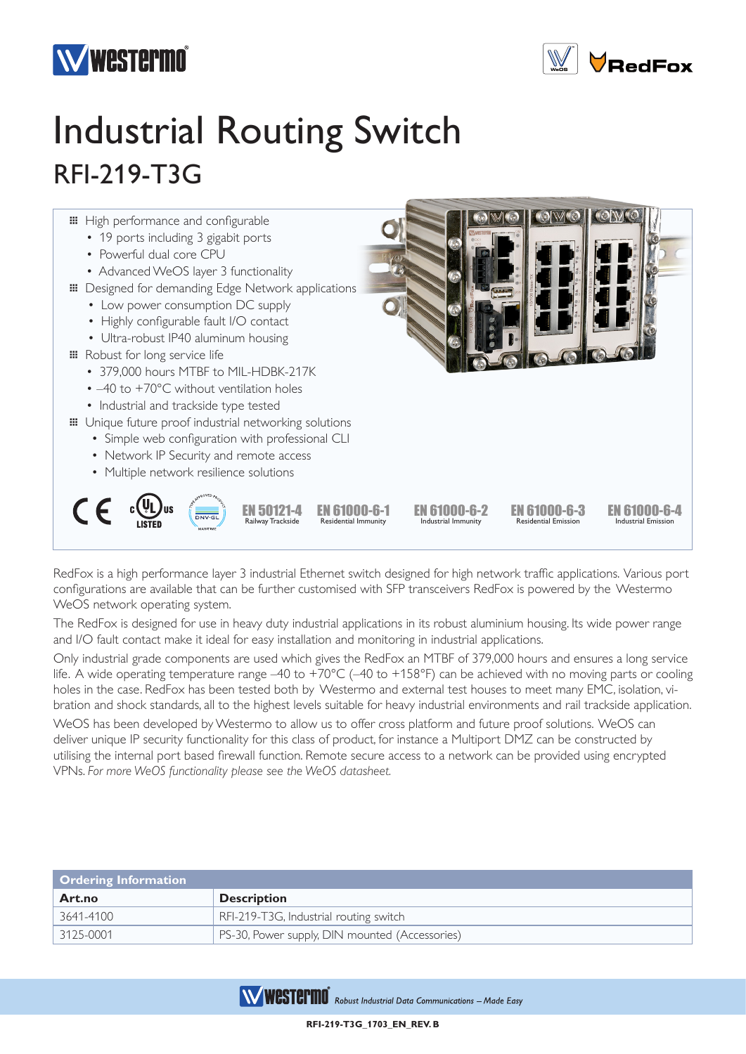# Industrial Routing Switch

## RFI-219-T3G

- High performance and configurable
  - 19 ports including 3 gigabit ports
  - Powerful dual core CPU
  - Advanced WeOS layer 3 functionality
- Designed for demanding Edge Network applications
  - Low power consumption DC supply
  - Highly configurable fault I/O contact
  - Ultra-robust IP40 aluminum housing
- Robust for long service life
  - 379,000 hours MTBF to MIL-HDBK-217K
  - –40 to +70°C without ventilation holes
  - Industrial and trackside type tested
- Unique future proof industrial networking solutions
  - Simple web configuration with professional CLI
  - Network IP Security and remote access
  - Multiple network resilience solutions

EN 50121-4 Railway Trackside | EN 61000-6-1 Residential Immunity | EN 61000-6-2 Industrial Immunity | EN 61000-6-3 Residential Emission | EN 61000-6-4 Industrial Emission

RedFox is a high performance layer 3 industrial Ethernet switch designed for high network traffic applications. Various port configurations are available that can be further customised with SFP transceivers RedFox is powered by the Westermo WeOS network operating system.

The RedFox is designed for use in heavy duty industrial applications in its robust aluminium housing. Its wide power range and I/O fault contact make it ideal for easy installation and monitoring in industrial applications.

Only industrial grade components are used which gives the RedFox an MTBF of 379,000 hours and ensures a long service life. A wide operating temperature range –40 to +70°C (–40 to +158°F) can be achieved with no moving parts or cooling holes in the case. RedFox has been tested both by Westermo and external test houses to meet many EMC, isolation, vibration and shock standards, all to the highest levels suitable for heavy industrial environments and rail trackside application.

WeOS has been developed by Westermo to allow us to offer cross platform and future proof solutions. WeOS can deliver unique IP security functionality for this class of product, for instance a Multiport DMZ can be constructed by utilising the internal port based firewall function. Remote secure access to a network can be provided using encrypted VPNs. *For more WeOS functionality please see the WeOS datasheet.*

**Ordering Information**

| Art.no | Description |
|---|---|
| 3641-4100 | RFI-219-T3G, Industrial routing switch |
| 3125-0001 | PS-30, Power supply, DIN mounted (Accessories) |

*Robust Industrial Data Communications – Made Easy*

RFI-219-T3G_1703_EN_REV. B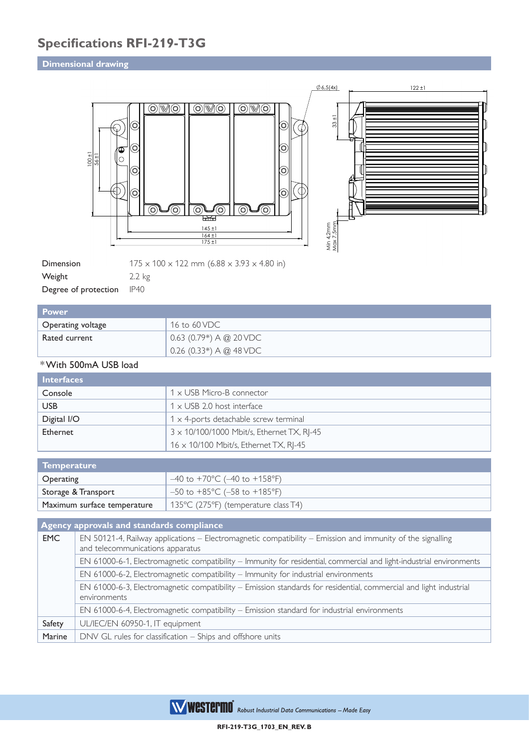## Specifications RFI-219-T3G

### Dimensional drawing

Ø 6.5(4x)

122 ±1

33 ±1

100 ±1

56 ±1

145 ±1

164 ±1

175 ±1

Min 4.2mm
Max 7.5mm

| | |
|---|---|
| Dimension | 175 x 100 x 122 mm (6.88 x 3.93 x 4.80 in) |
| Weight | 2.2 kg |
| Degree of protection | IP40 |

| Power | |
|---|---|
| Operating voltage | 16 to 60 VDC |
| Rated current | 0.63 (0.79*) A @ 20 VDC |
| | 0.26 (0.33*) A @ 48 VDC |

*With 500mA USB load

| Interfaces | |
|---|---|
| Console | 1 x USB Micro-B connector |
| USB | 1 x USB 2.0 host interface |
| Digital I/O | 1 x 4-ports detachable screw terminal |
| Ethernet | 3 x 10/100/1000 Mbit/s, Ethernet TX, RJ-45 |
| | 16 x 10/100 Mbit/s, Ethernet TX, RJ-45 |

| Temperature | |
|---|---|
| Operating | –40 to +70°C (–40 to +158°F) |
| Storage & Transport | –50 to +85°C (–58 to +185°F) |
| Maximum surface temperature | 135°C (275°F) (temperature class T4) |

| Agency approvals and standards compliance | |
|---|---|
| EMC | EN 50121-4, Railway applications – Electromagnetic compatibility – Emission and immunity of the signalling and telecommunications apparatus |
| | EN 61000-6-1, Electromagnetic compatibility – Immunity for residential, commercial and light-industrial environments |
| | EN 61000-6-2, Electromagnetic compatibility – Immunity for industrial environments |
| | EN 61000-6-3, Electromagnetic compatibility – Emission standards for residential, commercial and light industrial environments |
| | EN 61000-6-4, Electromagnetic compatibility – Emission standard for industrial environments |
| Safety | UL/IEC/EN 60950-1, IT equipment |
| Marine | DNV GL rules for classification – Ships and offshore units |

Westermo *Robust Industrial Data Communications – Made Easy*

RFI-219-T3G_1703_EN_REV.B